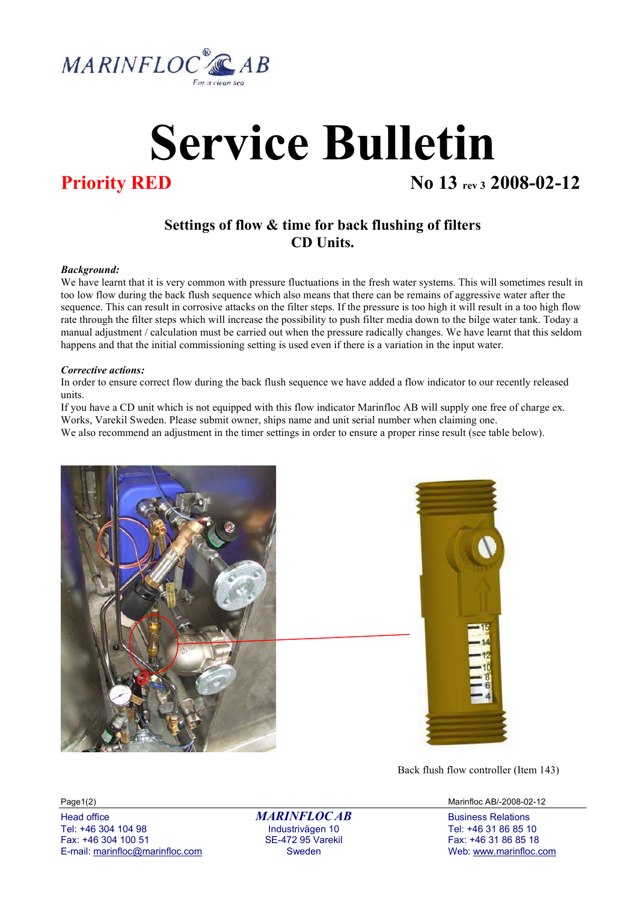# Service Bulletin

**Priority RED** **No 13 rev 3 2008-02-12**

## Settings of flow & time for back flushing of filters CD Units.

***Background:***

We have learnt that it is very common with pressure fluctuations in the fresh water systems. This will sometimes result in too low flow during the back flush sequence which also means that there can be remains of aggressive water after the sequence. This can result in corrosive attacks on the filter steps. If the pressure is too high it will result in a too high flow rate through the filter steps which will increase the possibility to push filter media down to the bilge water tank. Today a manual adjustment / calculation must be carried out when the pressure radically changes. We have learnt that this seldom happens and that the initial commissioning setting is used even if there is a variation in the input water.

***Corrective actions:***

In order to ensure correct flow during the back flush sequence we have added a flow indicator to our recently released units.

If you have a CD unit which is not equipped with this flow indicator Marinfloc AB will supply one free of charge ex. Works, Varekil Sweden. Please submit owner, ships name and unit serial number when claiming one.

We also recommend an adjustment in the timer settings in order to ensure a proper rinse result (see table below).

Back flush flow controller (Item 143)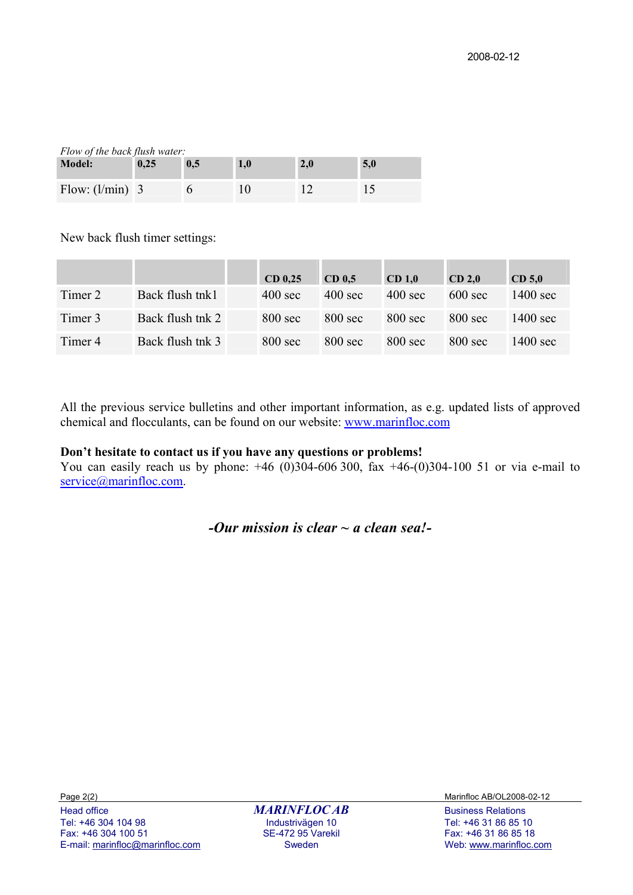2008-02-12

*Flow of the back flush water:*

| **Model:** | **0,25** | **0,5** | **1,0** | **2,0** | **5,0** |
|---|---|---|---|---|---|
| Flow: (l/min) | 3 | 6 | 10 | 12 | 15 |

New back flush timer settings:

| | | | **CD 0,25** | **CD 0,5** | **CD 1,0** | **CD 2,0** | **CD 5,0** |
|---|---|---|---|---|---|---|---|
| Timer 2 | Back flush tnk1 | | 400 sec | 400 sec | 400 sec | 600 sec | 1400 sec |
| Timer 3 | Back flush tnk 2 | | 800 sec | 800 sec | 800 sec | 800 sec | 1400 sec |
| Timer 4 | Back flush tnk 3 | | 800 sec | 800 sec | 800 sec | 800 sec | 1400 sec |

All the previous service bulletins and other important information, as e.g. updated lists of approved chemical and flocculants, can be found on our website: www.marinfloc.com

**Don't hesitate to contact us if you have any questions or problems!**
You can easily reach us by phone: +46 (0)304-606 300, fax +46-(0)304-100 51 or via e-mail to service@marinfloc.com.

***-Our mission is clear ~ a clean sea!-***

Marinfloc AB/OL2008-02-12

Head office
Tel: +46 304 104 98
Fax: +46 304 100 51
E-mail: marinfloc@marinfloc.com

***MARINFLOC AB***
Industrivägen 10
SE-472 95 Varekil
Sweden

Business Relations
Tel: +46 31 86 85 10
Fax: +46 31 86 85 18
Web: www.marinfloc.com